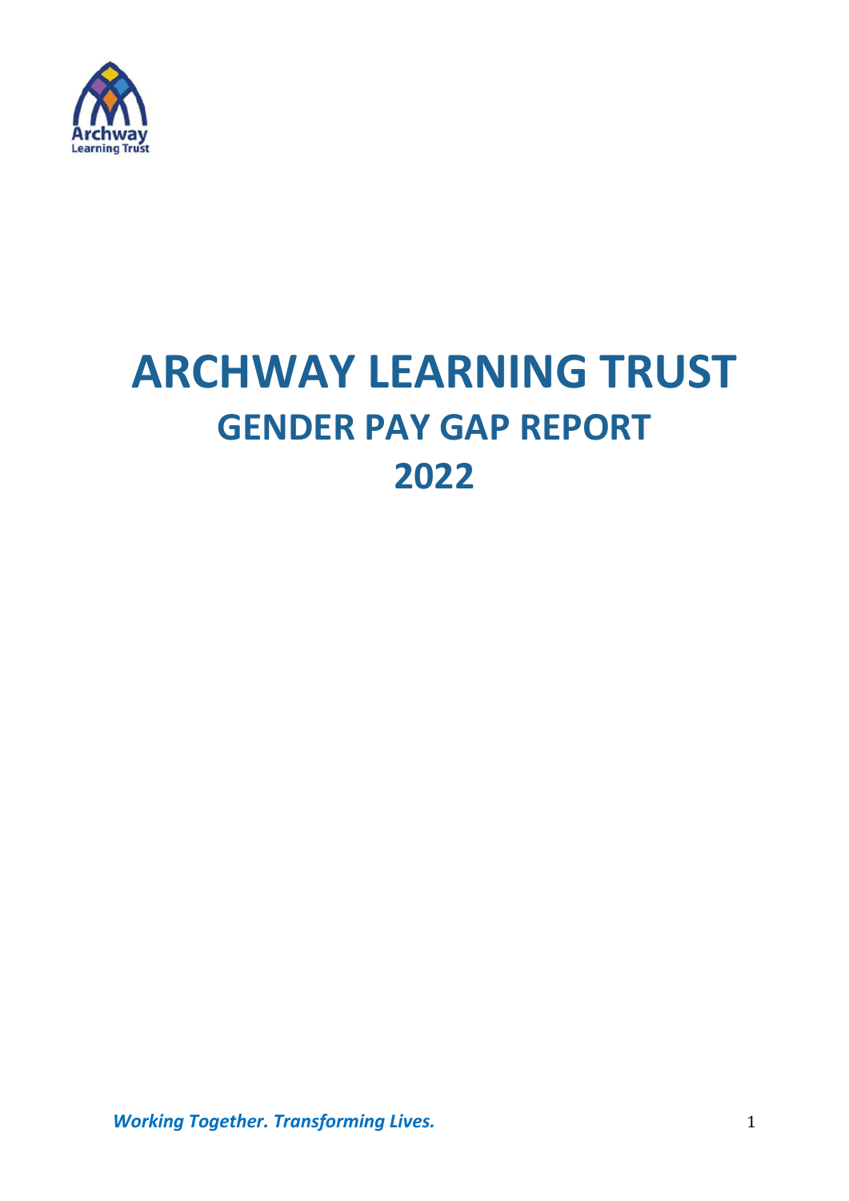# ARCHWAY LEARNING TRUST

## GENDER PAY GAP REPORT

## 2022

***Working Together. Transforming Lives.***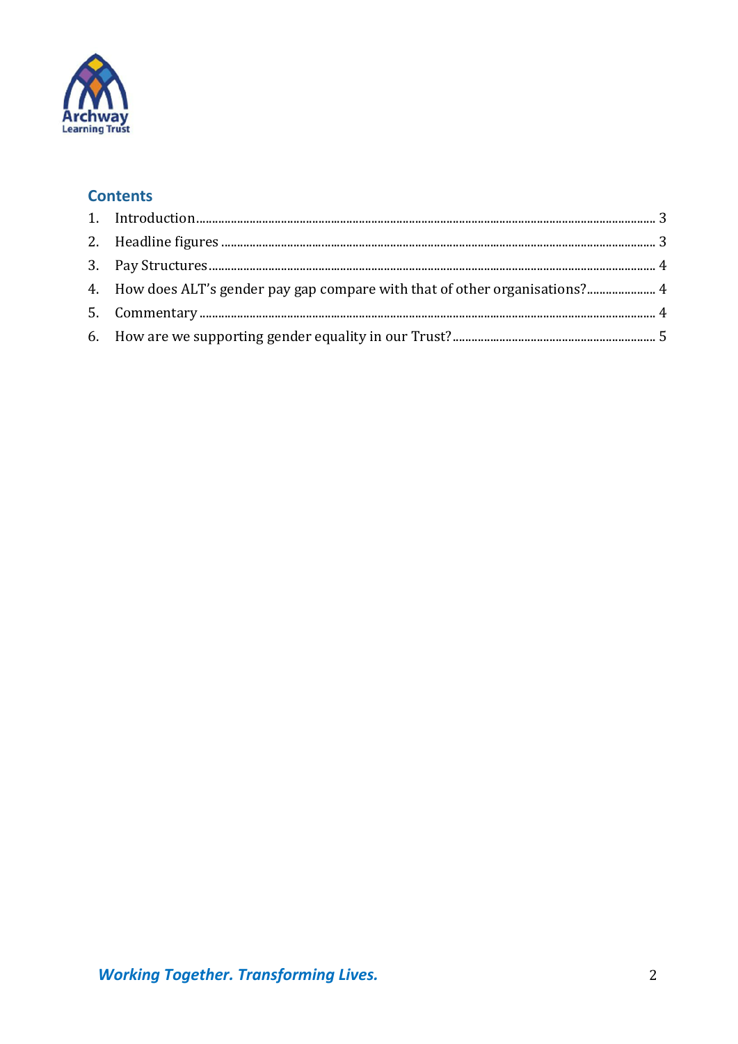## Contents

1. Introduction ........................................................................................................................... 3
2. Headline figures ..................................................................................................................... 3
3. Pay Structures ........................................................................................................................ 4
4. How does ALT's gender pay gap compare with that of other organisations? ....................... 4
5. Commentary ........................................................................................................................... 4
6. How are we supporting gender equality in our Trust? .......................................................... 5

*Working Together. Transforming Lives.*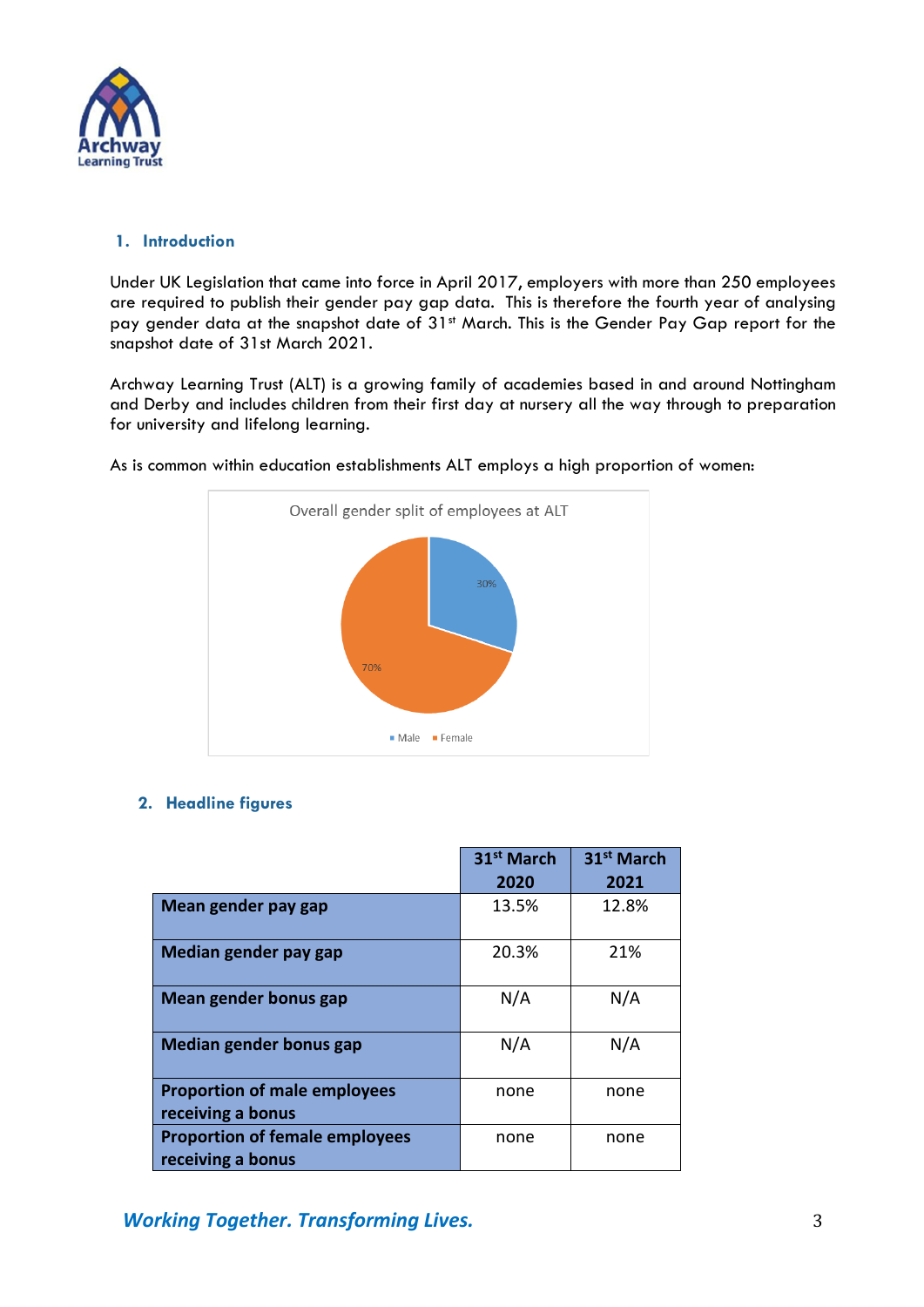## 1. Introduction

Under UK Legislation that came into force in April 2017, employers with more than 250 employees are required to publish their gender pay gap data. This is therefore the fourth year of analysing pay gender data at the snapshot date of 31st March. This is the Gender Pay Gap report for the snapshot date of 31st March 2021.

Archway Learning Trust (ALT) is a growing family of academies based in and around Nottingham and Derby and includes children from their first day at nursery all the way through to preparation for university and lifelong learning.

As is common within education establishments ALT employs a high proportion of women:

Overall gender split of employees at ALT

- Male: 30%
- Female: 70%

## 2. Headline figures

| | 31st March 2020 | 31st March 2021 |
|---|---|---|
| **Mean gender pay gap** | 13.5% | 12.8% |
| **Median gender pay gap** | 20.3% | 21% |
| **Mean gender bonus gap** | N/A | N/A |
| **Median gender bonus gap** | N/A | N/A |
| **Proportion of male employees receiving a bonus** | none | none |
| **Proportion of female employees receiving a bonus** | none | none |

***Working Together. Transforming Lives.***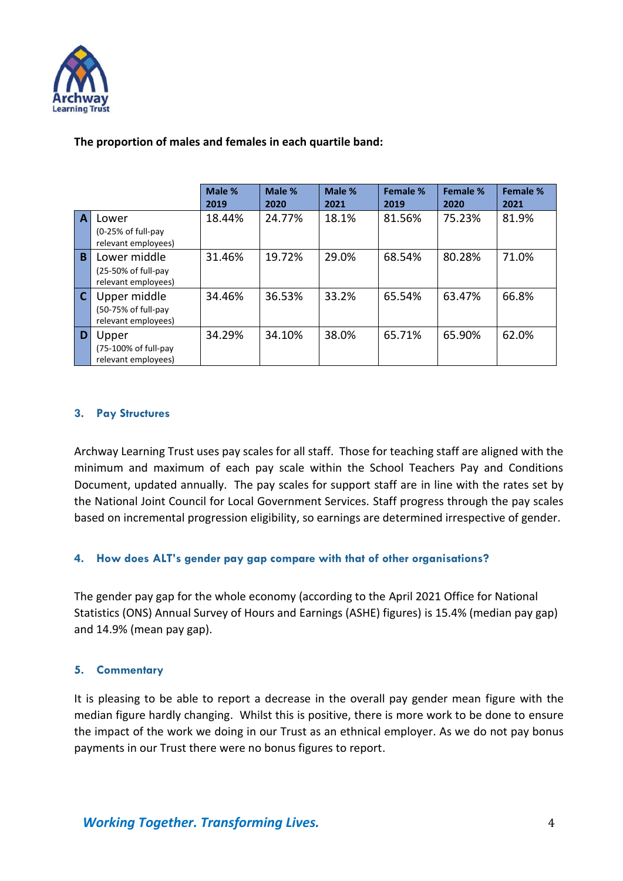**The proportion of males and females in each quartile band:**

| | | Male % 2019 | Male % 2020 | Male % 2021 | Female % 2019 | Female % 2020 | Female % 2021 |
|---|---|---|---|---|---|---|---|
| A | Lower (0-25% of full-pay relevant employees) | 18.44% | 24.77% | 18.1% | 81.56% | 75.23% | 81.9% |
| B | Lower middle (25-50% of full-pay relevant employees) | 31.46% | 19.72% | 29.0% | 68.54% | 80.28% | 71.0% |
| C | Upper middle (50-75% of full-pay relevant employees) | 34.46% | 36.53% | 33.2% | 65.54% | 63.47% | 66.8% |
| D | Upper (75-100% of full-pay relevant employees) | 34.29% | 34.10% | 38.0% | 65.71% | 65.90% | 62.0% |

## 3. Pay Structures

Archway Learning Trust uses pay scales for all staff. Those for teaching staff are aligned with the minimum and maximum of each pay scale within the School Teachers Pay and Conditions Document, updated annually. The pay scales for support staff are in line with the rates set by the National Joint Council for Local Government Services. Staff progress through the pay scales based on incremental progression eligibility, so earnings are determined irrespective of gender.

## 4. How does ALT's gender pay gap compare with that of other organisations?

The gender pay gap for the whole economy (according to the April 2021 Office for National Statistics (ONS) Annual Survey of Hours and Earnings (ASHE) figures) is 15.4% (median pay gap) and 14.9% (mean pay gap).

## 5. Commentary

It is pleasing to be able to report a decrease in the overall pay gender mean figure with the median figure hardly changing. Whilst this is positive, there is more work to be done to ensure the impact of the work we doing in our Trust as an ethnical employer. As we do not pay bonus payments in our Trust there were no bonus figures to report.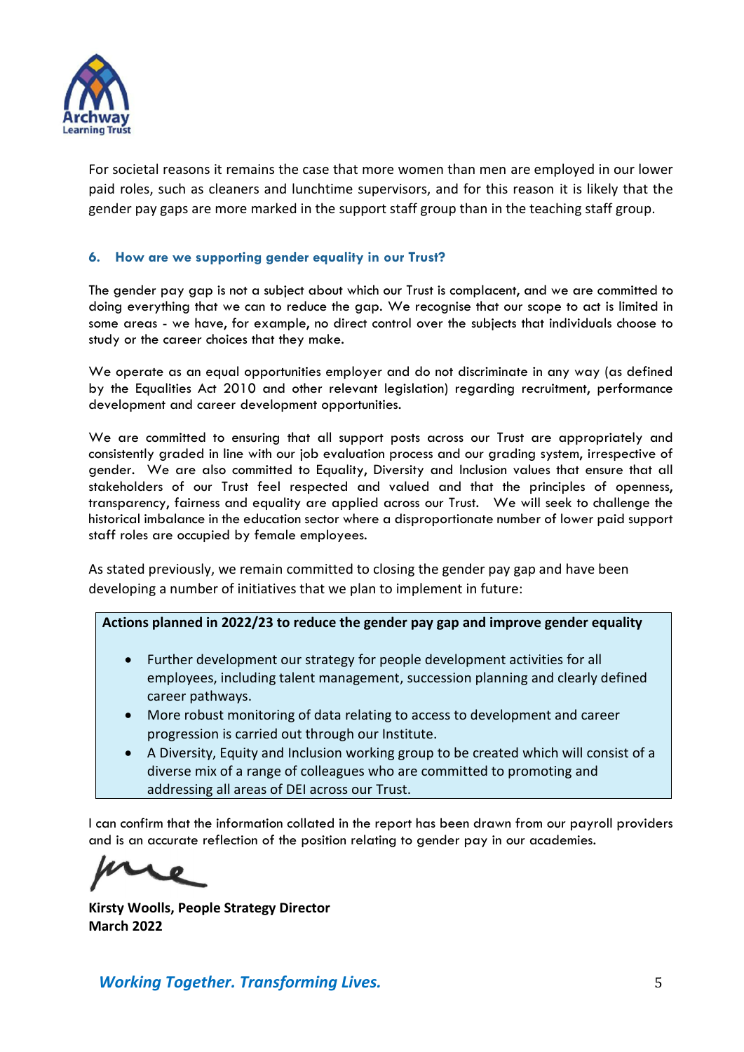For societal reasons it remains the case that more women than men are employed in our lower paid roles, such as cleaners and lunchtime supervisors, and for this reason it is likely that the gender pay gaps are more marked in the support staff group than in the teaching staff group.

### 6. How are we supporting gender equality in our Trust?

The gender pay gap is not a subject about which our Trust is complacent, and we are committed to doing everything that we can to reduce the gap. We recognise that our scope to act is limited in some areas - we have, for example, no direct control over the subjects that individuals choose to study or the career choices that they make.

We operate as an equal opportunities employer and do not discriminate in any way (as defined by the Equalities Act 2010 and other relevant legislation) regarding recruitment, performance development and career development opportunities.

We are committed to ensuring that all support posts across our Trust are appropriately and consistently graded in line with our job evaluation process and our grading system, irrespective of gender. We are also committed to Equality, Diversity and Inclusion values that ensure that all stakeholders of our Trust feel respected and valued and that the principles of openness, transparency, fairness and equality are applied across our Trust. We will seek to challenge the historical imbalance in the education sector where a disproportionate number of lower paid support staff roles are occupied by female employees.

As stated previously, we remain committed to closing the gender pay gap and have been developing a number of initiatives that we plan to implement in future:

**Actions planned in 2022/23 to reduce the gender pay gap and improve gender equality**

- Further development our strategy for people development activities for all employees, including talent management, succession planning and clearly defined career pathways.
- More robust monitoring of data relating to access to development and career progression is carried out through our Institute.
- A Diversity, Equity and Inclusion working group to be created which will consist of a diverse mix of a range of colleagues who are committed to promoting and addressing all areas of DEI across our Trust.

I can confirm that the information collated in the report has been drawn from our payroll providers and is an accurate reflection of the position relating to gender pay in our academies.

**Kirsty Woolls, People Strategy Director**
**March 2022**